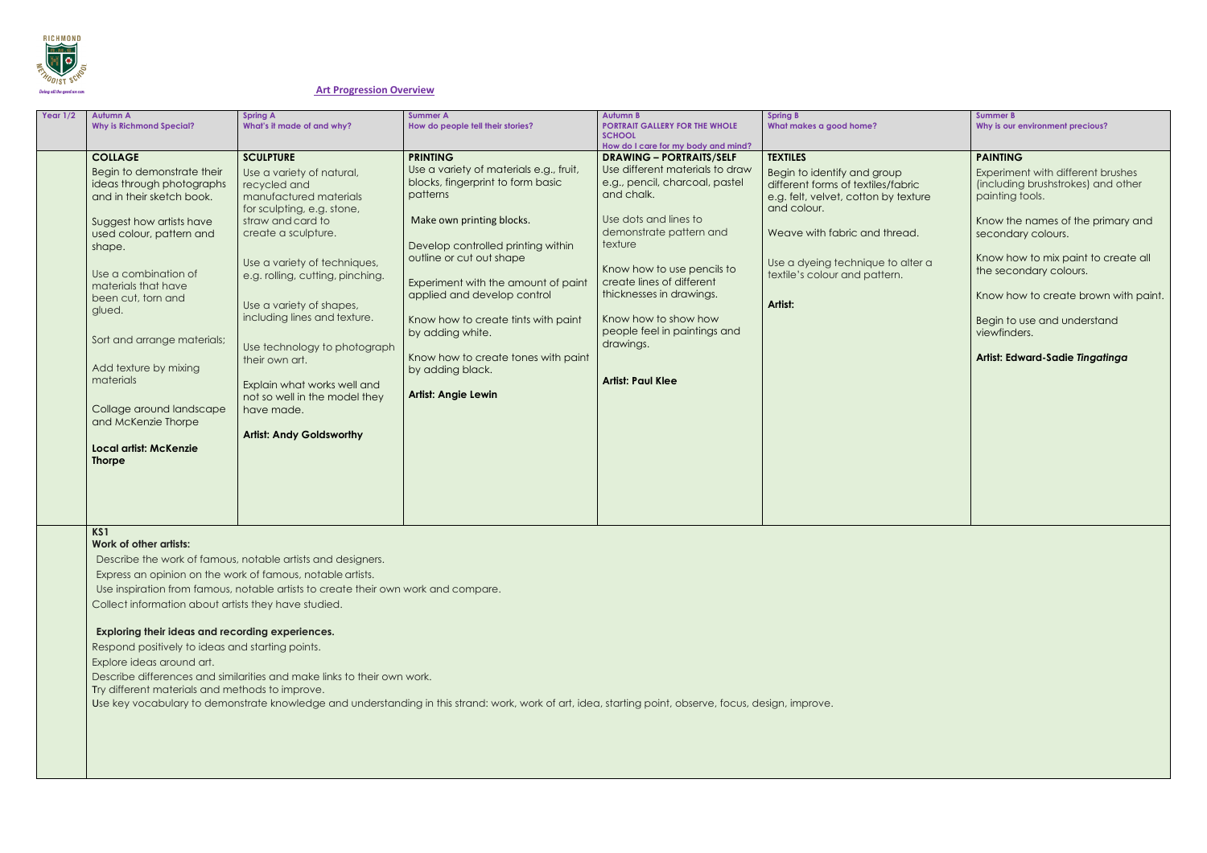# Art Progression Overview

| Year 1/2 | Autumn A<br>Why is Richmond Special? | Spring A<br>What's it made of and why? | Summer A<br>How do people tell their stories? | Autumn B<br>PORTRAIT GALLERY FOR THE WHOLE SCHOOL<br>How do I care for my body and mind? | Spring B<br>What makes a good home? | Summer B<br>Why is our environment precious? |
|---|---|---|---|---|---|---|
| | **COLLAGE**<br>Begin to demonstrate their ideas through photographs and in their sketch book.<br><br>Suggest how artists have used colour, pattern and shape.<br><br>Use a combination of materials that have been cut, torn and glued.<br><br>Sort and arrange materials;<br><br>Add texture by mixing materials<br><br>Collage around landscape and McKenzie Thorpe<br><br>**Local artist: McKenzie Thorpe** | **SCULPTURE**<br>Use a variety of natural, recycled and manufactured materials for sculpting, e.g. stone, straw and card to create a sculpture.<br><br>Use a variety of techniques, e.g. rolling, cutting, pinching.<br><br>Use a variety of shapes, including lines and texture.<br><br>Use technology to photograph their own art.<br><br>Explain what works well and not so well in the model they have made.<br><br>**Artist: Andy Goldsworthy** | **PRINTING**<br>Use a variety of materials e.g., fruit, blocks, fingerprint to form basic patterns<br><br>Make own printing blocks.<br><br>Develop controlled printing within outline or cut out shape<br><br>Experiment with the amount of paint applied and develop control<br><br>Know how to create tints with paint by adding white.<br><br>Know how to create tones with paint by adding black.<br><br>**Artist: Angie Lewin** | **DRAWING – PORTRAITS/SELF**<br>Use different materials to draw e.g., pencil, charcoal, pastel and chalk.<br><br>Use dots and lines to demonstrate pattern and texture<br><br>Know how to use pencils to create lines of different thicknesses in drawings.<br><br>Know how to show how people feel in paintings and drawings.<br><br>**Artist: Paul Klee** | **TEXTILES**<br>Begin to identify and group different forms of textiles/fabric e.g. felt, velvet, cotton by texture and colour.<br><br>Weave with fabric and thread.<br><br>Use a dyeing technique to alter a textile's colour and pattern.<br><br>**Artist:** | **PAINTING**<br>Experiment with different brushes (including brushstrokes) and other painting tools.<br><br>Know the names of the primary and secondary colours.<br><br>Know how to mix paint to create all the secondary colours.<br><br>Know how to create brown with paint.<br><br>Begin to use and understand viewfinders.<br><br>**Artist: Edward-Sadie *Tingatinga*** |

**KS1**

**Work of other artists:**

Describe the work of famous, notable artists and designers.

Express an opinion on the work of famous, notable artists.

Use inspiration from famous, notable artists to create their own work and compare.

Collect information about artists they have studied.

**Exploring their ideas and recording experiences.**

Respond positively to ideas and starting points.

Explore ideas around art.

Describe differences and similarities and make links to their own work.

Try different materials and methods to improve.

Use key vocabulary to demonstrate knowledge and understanding in this strand: work, work of art, idea, starting point, observe, focus, design, improve.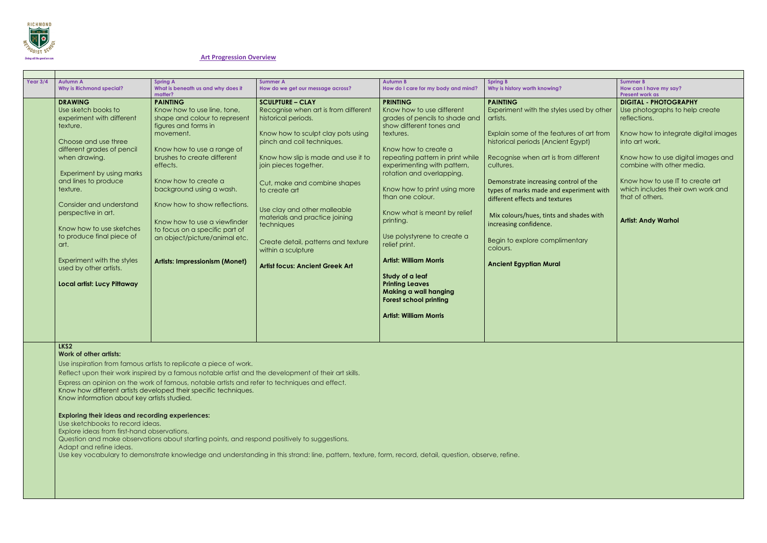**Art Progression Overview**

| Year 3/4 | Autumn A<br>Why is Richmond special? | Spring A<br>What is beneath us and why does it matter? | Summer A<br>How do we get our message across? | Autumn B<br>How do I care for my body and mind? | Spring B<br>Why is history worth knowing? | Summer B<br>How can I have my say?<br>Present work as |
|---|---|---|---|---|---|---|
| | **DRAWING**<br>Use sketch books to experiment with different texture.<br><br>Choose and use three different grades of pencil when drawing.<br><br>Experiment by using marks and lines to produce texture.<br><br>Consider and understand perspective in art.<br><br>Know how to use sketches to produce final piece of art.<br><br>Experiment with the styles used by other artists.<br><br>**Local artist: Lucy Pittaway** | **PAINTING**<br>Know how to use line, tone, shape and colour to represent figures and forms in movement.<br><br>Know how to use a range of brushes to create different effects.<br><br>Know how to create a background using a wash.<br><br>Know how to show reflections.<br><br>Know how to use a viewfinder to focus on a specific part of an object/picture/animal etc.<br><br>**Artists: Impressionism (Monet)** | **SCULPTURE – CLAY**<br>Recognise when art is from different historical periods.<br><br>Know how to sculpt clay pots using pinch and coil techniques.<br><br>Know how slip is made and use it to join pieces together.<br><br>Cut, make and combine shapes to create art<br><br>Use clay and other malleable materials and practice joining techniques<br><br>Create detail, patterns and texture within a sculpture<br><br>**Artist focus: Ancient Greek Art** | **PRINTING**<br>Know how to use different grades of pencils to shade and show different tones and textures.<br><br>Know how to create a repeating pattern in print while experimenting with pattern, rotation and overlapping.<br><br>Know how to print using more than one colour.<br><br>Know what is meant by relief printing.<br><br>Use polystyrene to create a relief print.<br><br>**Artist: William Morris**<br><br>**Study of a leaf**<br>**Printing Leaves**<br>**Making a wall hanging**<br>**Forest school printing**<br><br>**Artist: William Morris** | **PAINTING**<br>Experiment with the styles used by other artists.<br><br>Explain some of the features of art from historical periods (Ancient Egypt)<br><br>Recognise when art is from different cultures.<br><br>Demonstrate increasing control of the types of marks made and experiment with different effects and textures<br><br>Mix colours/hues, tints and shades with increasing confidence.<br><br>Begin to explore complimentary colours.<br><br>**Ancient Egyptian Mural** | **DIGITAL - PHOTOGRAPHY**<br>Use photographs to help create reflections.<br><br>Know how to integrate digital images into art work.<br><br>Know how to use digital images and combine with other media.<br><br>Know how to use IT to create art which includes their own work and that of others.<br><br>**Artist: Andy Warhol** |

**LKS2**

**Work of other artists:**

Use inspiration from famous artists to replicate a piece of work.

Reflect upon their work inspired by a famous notable artist and the development of their art skills.

Express an opinion on the work of famous, notable artists and refer to techniques and effect.
Know how different artists developed their specific techniques.
Know information about key artists studied.

**Exploring their ideas and recording experiences:**

Use sketchbooks to record ideas.
Explore ideas from first-hand observations.
Question and make observations about starting points, and respond positively to suggestions.
Adapt and refine ideas.
Use key vocabulary to demonstrate knowledge and understanding in this strand: line, pattern, texture, form, record, detail, question, observe, refine.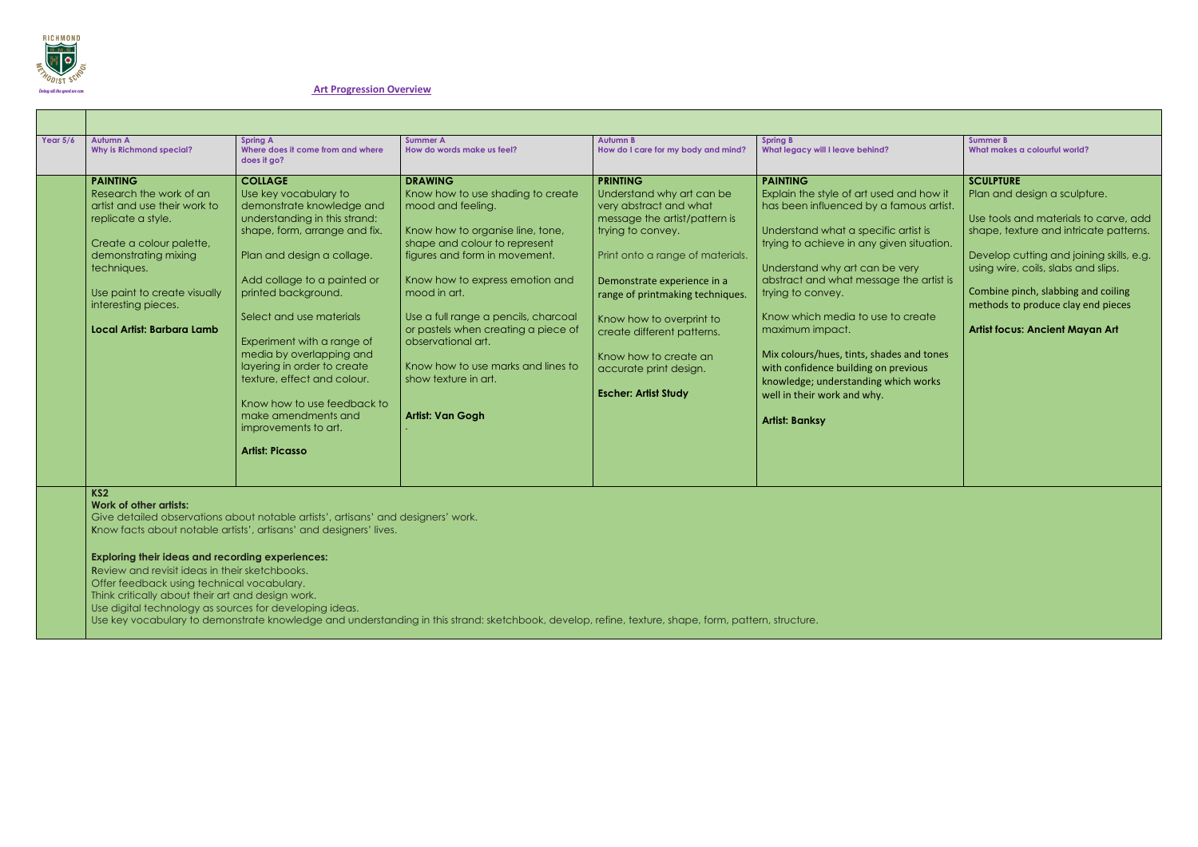**Art Progression Overview**

| | | | | | | |
|---|---|---|---|---|---|---|
| **Year 5/6** | **Autumn A**<br>**Why is Richmond special?** | **Spring A**<br>**Where does it come from and where does it go?** | **Summer A**<br>**How do words make us feel?** | **Autumn B**<br>**How do I care for my body and mind?** | **Spring B**<br>**What legacy will I leave behind?** | **Summer B**<br>**What makes a colourful world?** |
| | **PAINTING**<br>Research the work of an artist and use their work to replicate a style.<br><br>Create a colour palette, demonstrating mixing techniques.<br><br>Use paint to create visually interesting pieces.<br><br>**Local Artist: Barbara Lamb** | **COLLAGE**<br>Use key vocabulary to demonstrate knowledge and understanding in this strand: shape, form, arrange and fix.<br><br>Plan and design a collage.<br><br>Add collage to a painted or printed background.<br><br>Select and use materials<br><br>Experiment with a range of media by overlapping and layering in order to create texture, effect and colour.<br><br>Know how to use feedback to make amendments and improvements to art.<br><br>**Artist: Picasso** | **DRAWING**<br>Know how to use shading to create mood and feeling.<br><br>Know how to organise line, tone, shape and colour to represent figures and form in movement.<br><br>Know how to express emotion and mood in art.<br><br>Use a full range a pencils, charcoal or pastels when creating a piece of observational art.<br><br>Know how to use marks and lines to show texture in art.<br><br>**Artist: Van Gogh**<br>. | **PRINTING**<br>Understand why art can be very abstract and what message the artist/pattern is trying to convey.<br><br>Print onto a range of materials.<br><br>Demonstrate experience in a range of printmaking techniques.<br><br>Know how to overprint to create different patterns.<br><br>Know how to create an accurate print design.<br><br>**Escher: Artist Study** | **PAINTING**<br>Explain the style of art used and how it has been influenced by a famous artist.<br><br>Understand what a specific artist is trying to achieve in any given situation.<br><br>Understand why art can be very abstract and what message the artist is trying to convey.<br><br>Know which media to use to create maximum impact.<br><br>Mix colours/hues, tints, shades and tones with confidence building on previous knowledge; understanding which works well in their work and why.<br><br>**Artist: Banksy** | **SCULPTURE**<br>Plan and design a sculpture.<br><br>Use tools and materials to carve, add shape, texture and intricate patterns.<br><br>Develop cutting and joining skills, e.g. using wire, coils, slabs and slips.<br><br>Combine pinch, slabbing and coiling methods to produce clay end pieces<br><br>**Artist focus: Ancient Mayan Art** |

**KS2**

**Work of other artists:**

Give detailed observations about notable artists', artisans' and designers' work.
Know facts about notable artists', artisans' and designers' lives.

**Exploring their ideas and recording experiences:**

Review and revisit ideas in their sketchbooks.
Offer feedback using technical vocabulary.
Think critically about their art and design work.
Use digital technology as sources for developing ideas.
Use key vocabulary to demonstrate knowledge and understanding in this strand: sketchbook, develop, refine, texture, shape, form, pattern, structure.